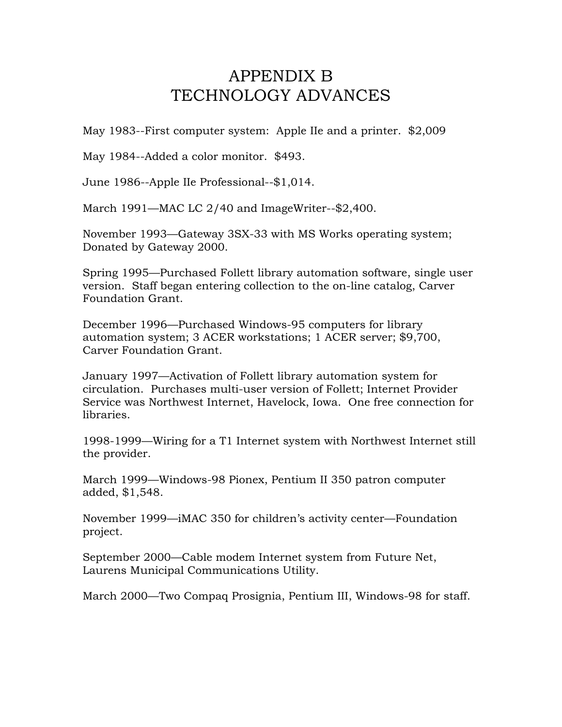# APPENDIX B
# TECHNOLOGY ADVANCES

May 1983--First computer system: Apple IIe and a printer. $2,009

May 1984--Added a color monitor. $493.

June 1986--Apple IIe Professional--$1,014.

March 1991—MAC LC 2/40 and ImageWriter--$2,400.

November 1993—Gateway 3SX-33 with MS Works operating system; Donated by Gateway 2000.

Spring 1995—Purchased Follett library automation software, single user version. Staff began entering collection to the on-line catalog, Carver Foundation Grant.

December 1996—Purchased Windows-95 computers for library automation system; 3 ACER workstations; 1 ACER server; $9,700, Carver Foundation Grant.

January 1997—Activation of Follett library automation system for circulation. Purchases multi-user version of Follett; Internet Provider Service was Northwest Internet, Havelock, Iowa. One free connection for libraries.

1998-1999—Wiring for a T1 Internet system with Northwest Internet still the provider.

March 1999—Windows-98 Pionex, Pentium II 350 patron computer added, $1,548.

November 1999—iMAC 350 for children's activity center—Foundation project.

September 2000—Cable modem Internet system from Future Net, Laurens Municipal Communications Utility.

March 2000—Two Compaq Prosignia, Pentium III, Windows-98 for staff.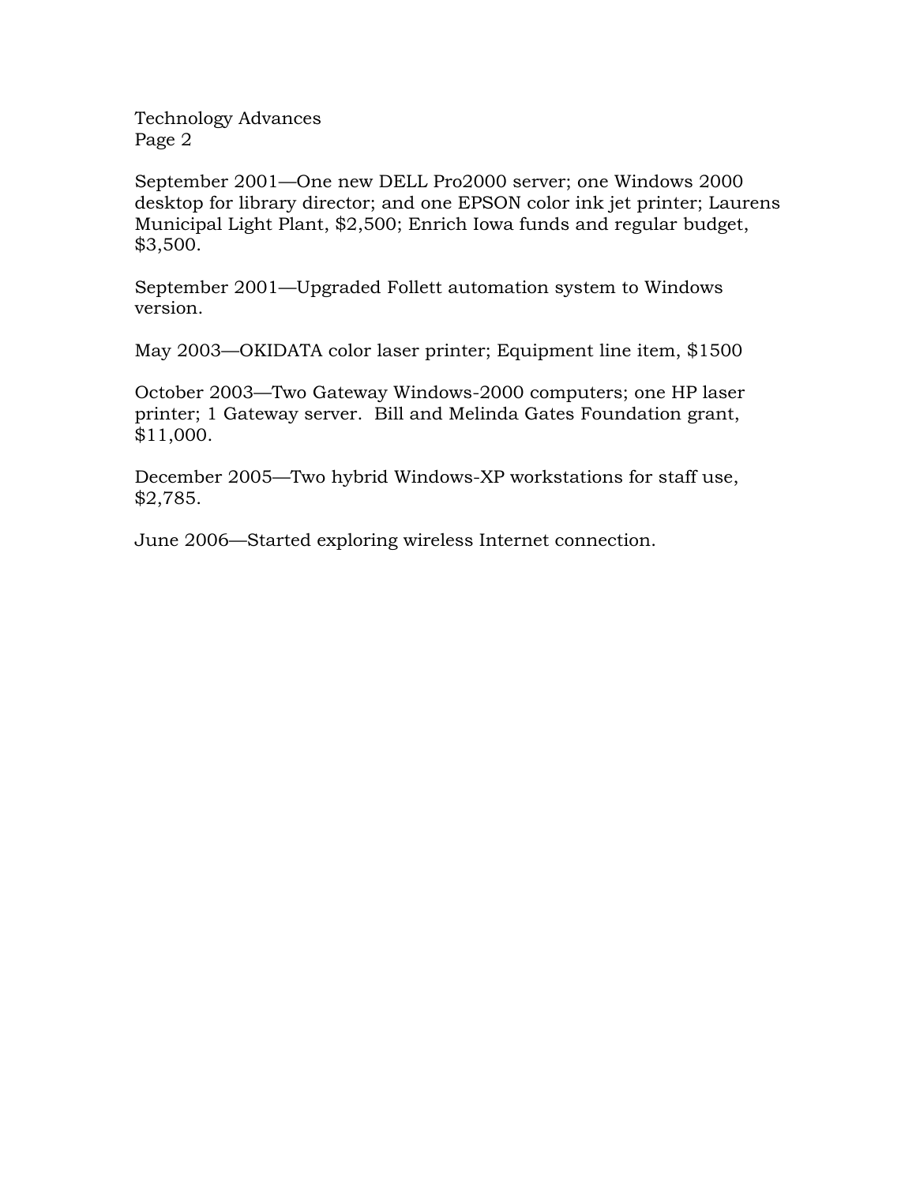September 2001—One new DELL Pro2000 server; one Windows 2000 desktop for library director; and one EPSON color ink jet printer; Laurens Municipal Light Plant, $2,500; Enrich Iowa funds and regular budget, $3,500.

September 2001—Upgraded Follett automation system to Windows version.

May 2003—OKIDATA color laser printer; Equipment line item, $1500

October 2003—Two Gateway Windows-2000 computers; one HP laser printer; 1 Gateway server. Bill and Melinda Gates Foundation grant, $11,000.

December 2005—Two hybrid Windows-XP workstations for staff use, $2,785.

June 2006—Started exploring wireless Internet connection.